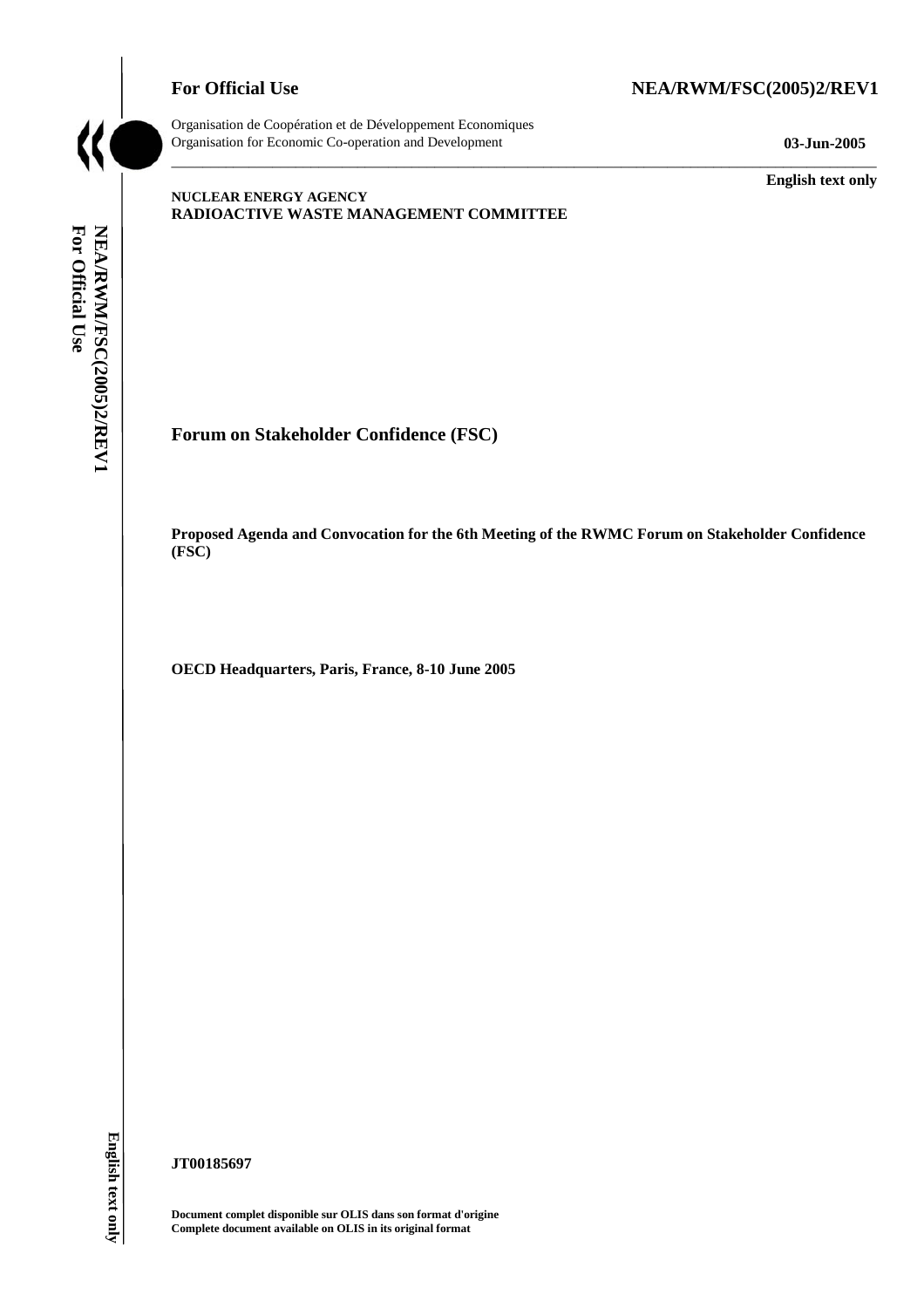**For Official Use** **NEA/RWM/FSC(2005)2/REV1**

Organisation de Coopération et de Développement Economiques
Organisation for Economic Co-operation and Development

**03-Jun-2005**

**English text only**

**NUCLEAR ENERGY AGENCY**
**RADIOACTIVE WASTE MANAGEMENT COMMITTEE**

# Forum on Stakeholder Confidence (FSC)

**Proposed Agenda and Convocation for the 6th Meeting of the RWMC Forum on Stakeholder Confidence (FSC)**

**OECD Headquarters, Paris, France, 8-10 June 2005**

**JT00185697**

**Document complet disponible sur OLIS dans son format d'origine**
**Complete document available on OLIS in its original format**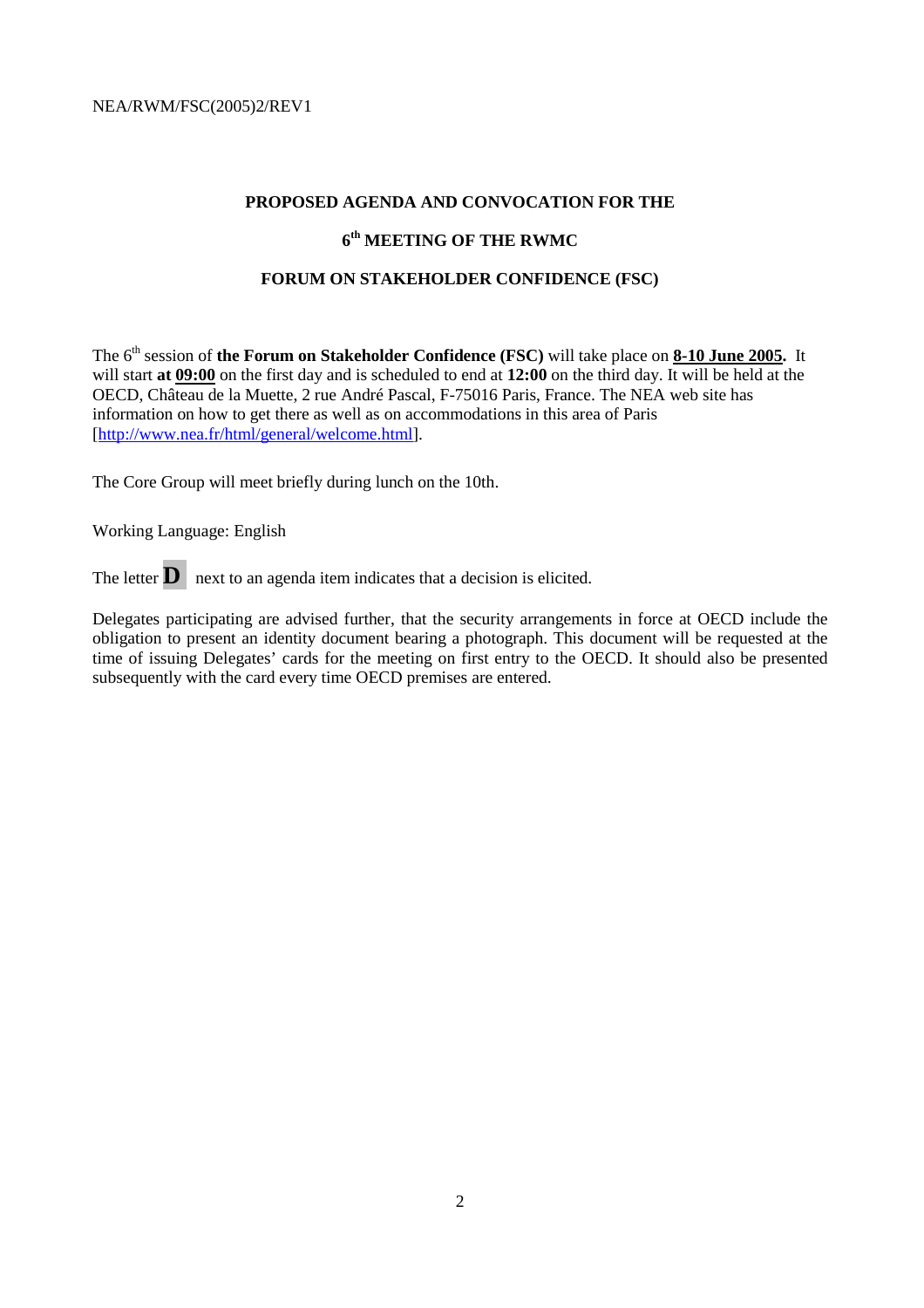**PROPOSED AGENDA AND CONVOCATION FOR THE**

**6th MEETING OF THE RWMC**

**FORUM ON STAKEHOLDER CONFIDENCE (FSC)**

The 6th session of **the Forum on Stakeholder Confidence (FSC)** will take place on **8-10 June 2005.** It will start **at 09:00** on the first day and is scheduled to end at **12:00** on the third day. It will be held at the OECD, Château de la Muette, 2 rue André Pascal, F-75016 Paris, France. The NEA web site has information on how to get there as well as on accommodations in this area of Paris [http://www.nea.fr/html/general/welcome.html].

The Core Group will meet briefly during lunch on the 10th.

Working Language: English

The letter **D** next to an agenda item indicates that a decision is elicited.

Delegates participating are advised further, that the security arrangements in force at OECD include the obligation to present an identity document bearing a photograph. This document will be requested at the time of issuing Delegates' cards for the meeting on first entry to the OECD. It should also be presented subsequently with the card every time OECD premises are entered.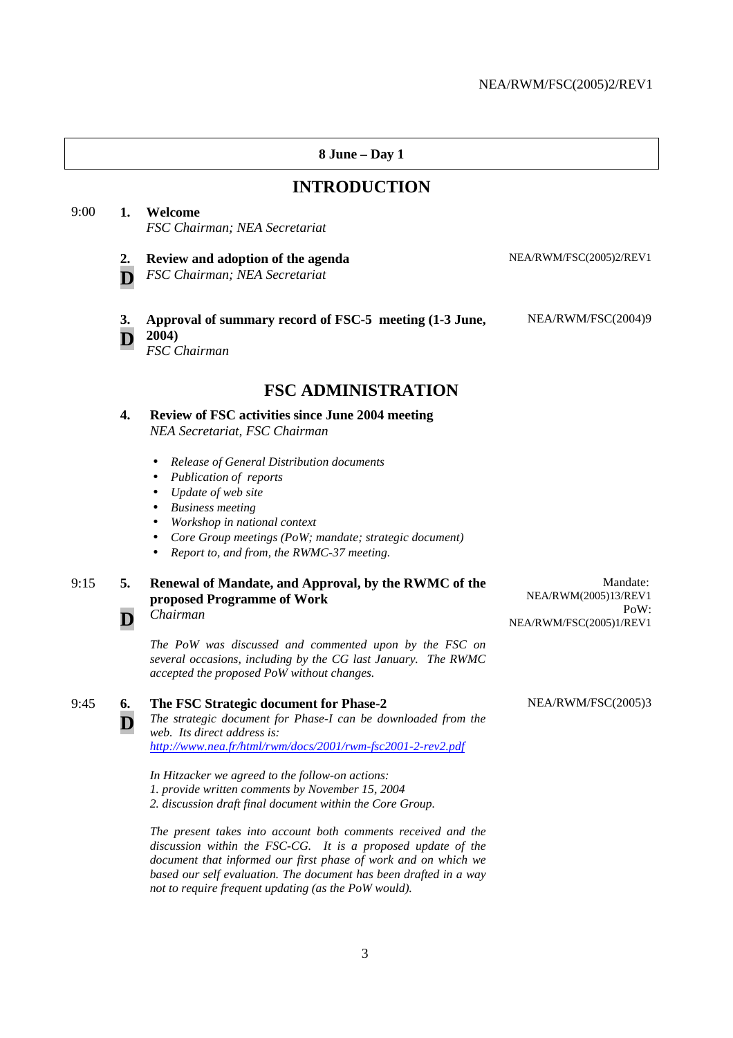**8 June – Day 1**

## INTRODUCTION

9:00 **1. Welcome**
*FSC Chairman; NEA Secretariat*

**2. Review and adoption of the agenda** — NEA/RWM/FSC(2005)2/REV1
**D** *FSC Chairman; NEA Secretariat*

**3. Approval of summary record of FSC-5 meeting (1-3 June, 2004)** — NEA/RWM/FSC(2004)9
**D** *FSC Chairman*

## FSC ADMINISTRATION

**4. Review of FSC activities since June 2004 meeting**
*NEA Secretariat, FSC Chairman*

- *Release of General Distribution documents*
- *Publication of reports*
- *Update of web site*
- *Business meeting*
- *Workshop in national context*
- *Core Group meetings (PoW; mandate; strategic document)*
- *Report to, and from, the RWMC-37 meeting.*

9:15 **5. Renewal of Mandate, and Approval, by the RWMC of the proposed Programme of Work** — Mandate: NEA/RWM(2005)13/REV1; PoW: NEA/RWM/FSC(2005)1/REV1
**D** *Chairman*

*The PoW was discussed and commented upon by the FSC on several occasions, including by the CG last January. The RWMC accepted the proposed PoW without changes.*

9:45 **6. The FSC Strategic document for Phase-2** — NEA/RWM/FSC(2005)3
**D** *The strategic document for Phase-I can be downloaded from the web. Its direct address is:*
*http://www.nea.fr/html/rwm/docs/2001/rwm-fsc2001-2-rev2.pdf*

*In Hitzacker we agreed to the follow-on actions:*
*1. provide written comments by November 15, 2004*
*2. discussion draft final document within the Core Group.*

*The present takes into account both comments received and the discussion within the FSC-CG. It is a proposed update of the document that informed our first phase of work and on which we based our self evaluation. The document has been drafted in a way not to require frequent updating (as the PoW would).*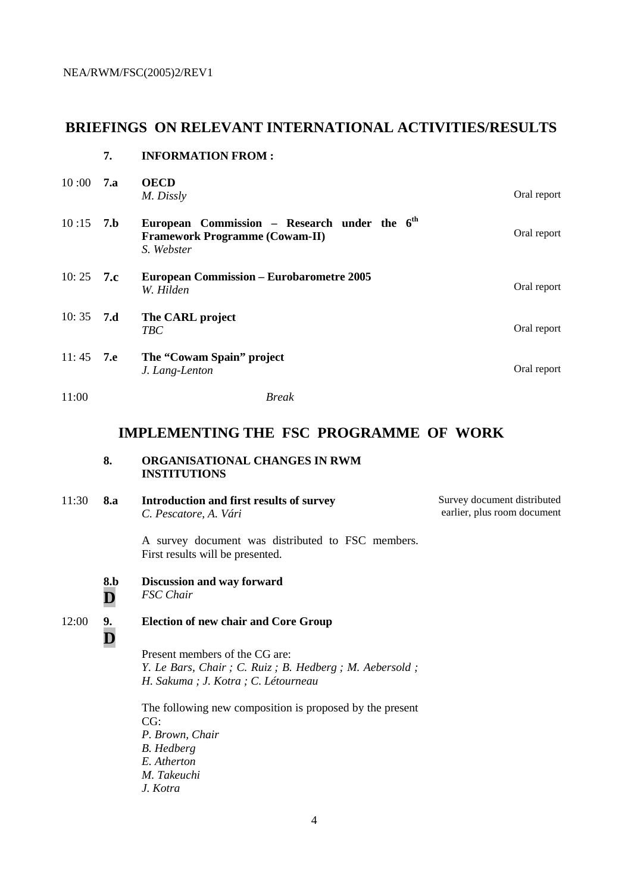## BRIEFINGS ON RELEVANT INTERNATIONAL ACTIVITIES/RESULTS

**7. INFORMATION FROM :**

| Time | Item | Description | Document |
|---|---|---|---|
| 10 :00 | **7.a** | **OECD**<br>*M. Dissly* | Oral report |
| 10 :15 | **7.b** | **European Commission – Research under the 6th Framework Programme (Cowam-II)**<br>*S. Webster* | Oral report |
| 10: 25 | **7.c** | **European Commission – Eurobarometre 2005**<br>*W. Hilden* | Oral report |
| 10: 35 | **7.d** | **The CARL project**<br>*TBC* | Oral report |
| 11: 45 | **7.e** | **The "Cowam Spain" project**<br>*J. Lang-Lenton* | Oral report |
| 11:00 | | *Break* | |

## IMPLEMENTING THE FSC PROGRAMME OF WORK

**8. ORGANISATIONAL CHANGES IN RWM INSTITUTIONS**

11:30 **8.a** **Introduction and first results of survey**
*C. Pescatore, A. Vári*

Survey document distributed earlier, plus room document

A survey document was distributed to FSC members. First results will be presented.

**8.b** **D** **Discussion and way forward**
*FSC Chair*

12:00 **9.** **D** **Election of new chair and Core Group**

Present members of the CG are:
*Y. Le Bars, Chair ; C. Ruiz ; B. Hedberg ; M. Aebersold ; H. Sakuma ; J. Kotra ; C. Létourneau*

The following new composition is proposed by the present CG:
*P. Brown, Chair*
*B. Hedberg*
*E. Atherton*
*M. Takeuchi*
*J. Kotra*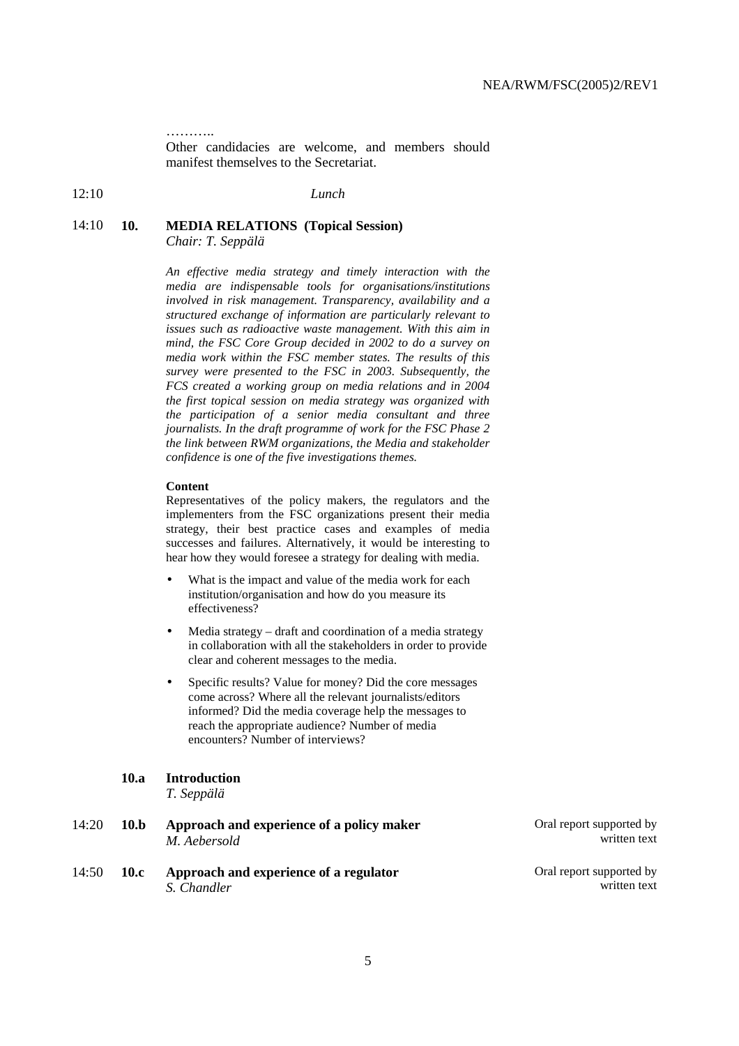………..

Other candidacies are welcome, and members should manifest themselves to the Secretariat.

12:10 *Lunch*

14:10 **10. MEDIA RELATIONS (Topical Session)**
*Chair: T. Seppälä*

*An effective media strategy and timely interaction with the media are indispensable tools for organisations/institutions involved in risk management. Transparency, availability and a structured exchange of information are particularly relevant to issues such as radioactive waste management. With this aim in mind, the FSC Core Group decided in 2002 to do a survey on media work within the FSC member states. The results of this survey were presented to the FSC in 2003. Subsequently, the FCS created a working group on media relations and in 2004 the first topical session on media strategy was organized with the participation of a senior media consultant and three journalists. In the draft programme of work for the FSC Phase 2 the link between RWM organizations, the Media and stakeholder confidence is one of the five investigations themes.*

**Content**

Representatives of the policy makers, the regulators and the implementers from the FSC organizations present their media strategy, their best practice cases and examples of media successes and failures. Alternatively, it would be interesting to hear how they would foresee a strategy for dealing with media.

- What is the impact and value of the media work for each institution/organisation and how do you measure its effectiveness?
- Media strategy – draft and coordination of a media strategy in collaboration with all the stakeholders in order to provide clear and coherent messages to the media.
- Specific results? Value for money? Did the core messages come across? Where all the relevant journalists/editors informed? Did the media coverage help the messages to reach the appropriate audience? Number of media encounters? Number of interviews?

**10.a Introduction**
*T. Seppälä*

14:20 **10.b Approach and experience of a policy maker**
*M. Aebersold*
Oral report supported by written text

14:50 **10.c Approach and experience of a regulator**
*S. Chandler*
Oral report supported by written text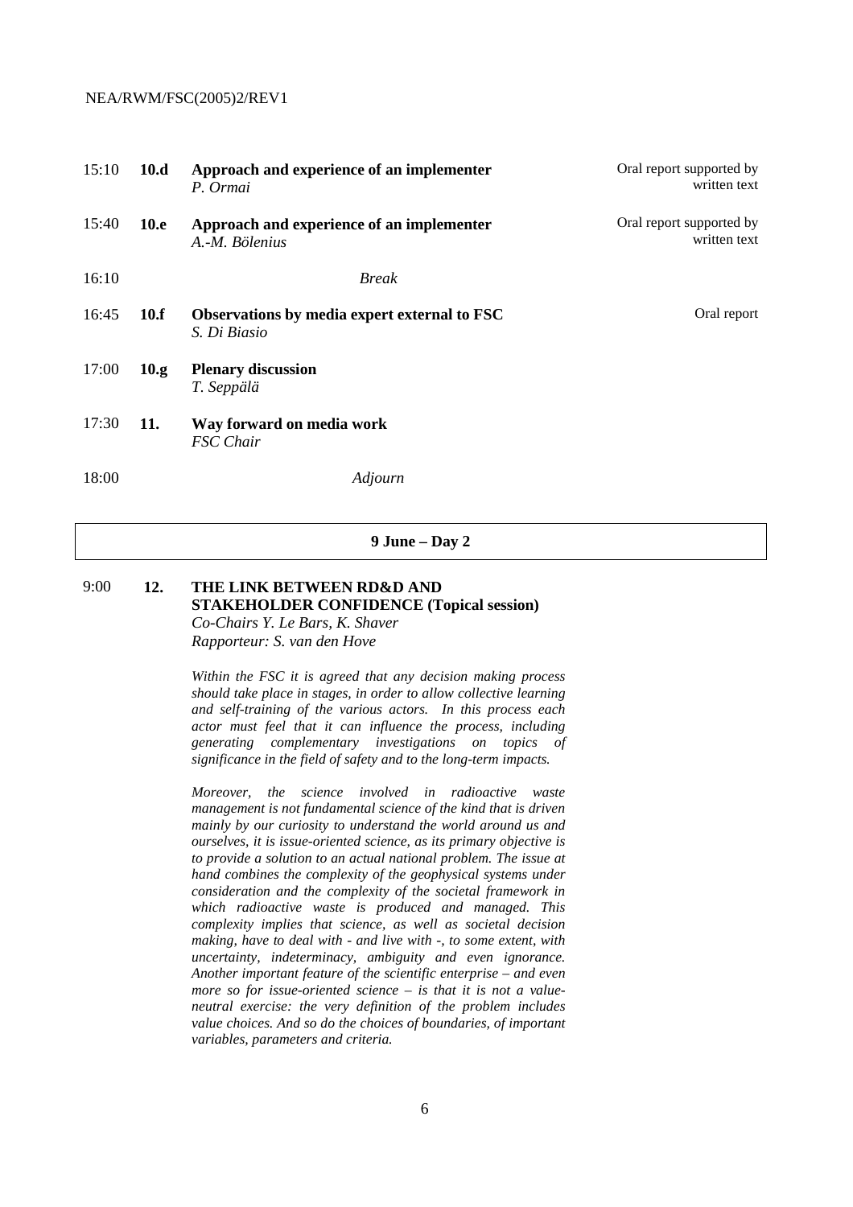| | | | |
|---|---|---|---|
| 15:10 | **10.d** | **Approach and experience of an implementer** *P. Ormai* | Oral report supported by written text |
| 15:40 | **10.e** | **Approach and experience of an implementer** *A.-M. Bölenius* | Oral report supported by written text |
| 16:10 | | *Break* | |
| 16:45 | **10.f** | **Observations by media expert external to FSC** *S. Di Biasio* | Oral report |
| 17:00 | **10.g** | **Plenary discussion** *T. Seppälä* | |
| 17:30 | **11.** | **Way forward on media work** *FSC Chair* | |
| 18:00 | | *Adjourn* | |

**9 June – Day 2**

9:00 **12. THE LINK BETWEEN RD&D AND STAKEHOLDER CONFIDENCE (Topical session)**
*Co-Chairs Y. Le Bars, K. Shaver*
*Rapporteur: S. van den Hove*

*Within the FSC it is agreed that any decision making process should take place in stages, in order to allow collective learning and self-training of the various actors. In this process each actor must feel that it can influence the process, including generating complementary investigations on topics of significance in the field of safety and to the long-term impacts.*

*Moreover, the science involved in radioactive waste management is not fundamental science of the kind that is driven mainly by our curiosity to understand the world around us and ourselves, it is issue-oriented science, as its primary objective is to provide a solution to an actual national problem. The issue at hand combines the complexity of the geophysical systems under consideration and the complexity of the societal framework in which radioactive waste is produced and managed. This complexity implies that science, as well as societal decision making, have to deal with - and live with -, to some extent, with uncertainty, indeterminacy, ambiguity and even ignorance. Another important feature of the scientific enterprise – and even more so for issue-oriented science – is that it is not a value-neutral exercise: the very definition of the problem includes value choices. And so do the choices of boundaries, of important variables, parameters and criteria.*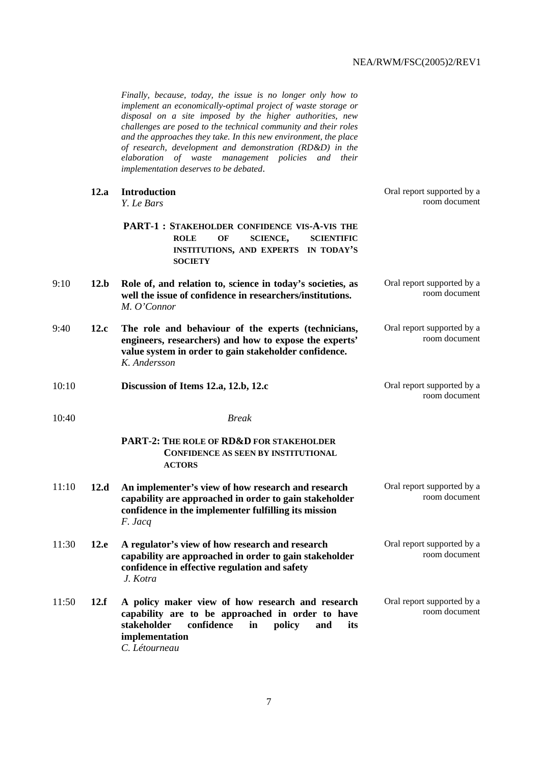*Finally, because, today, the issue is no longer only how to implement an economically-optimal project of waste storage or disposal on a site imposed by the higher authorities, new challenges are posed to the technical community and their roles and the approaches they take. In this new environment, the place of research, development and demonstration (RD&D) in the elaboration of waste management policies and their implementation deserves to be debated*.

| Time | Item | Topic | Format |
|---|---|---|---|
| | **12.a** | **Introduction** *Y. Le Bars* | Oral report supported by a room document |
| | | **PART-1 : STAKEHOLDER CONFIDENCE VIS-A-VIS THE ROLE OF SCIENCE, SCIENTIFIC INSTITUTIONS, AND EXPERTS IN TODAY'S SOCIETY** | |
| 9:10 | **12.b** | **Role of, and relation to, science in today's societies, as well the issue of confidence in researchers/institutions.** *M. O'Connor* | Oral report supported by a room document |
| 9:40 | **12.c** | **The role and behaviour of the experts (technicians, engineers, researchers) and how to expose the experts' value system in order to gain stakeholder confidence.** *K. Andersson* | Oral report supported by a room document |
| 10:10 | | **Discussion of Items 12.a, 12.b, 12.c** | Oral report supported by a room document |
| 10:40 | | *Break* | |
| | | **PART-2: THE ROLE OF RD&D FOR STAKEHOLDER CONFIDENCE AS SEEN BY INSTITUTIONAL ACTORS** | |
| 11:10 | **12.d** | **An implementer's view of how research and research capability are approached in order to gain stakeholder confidence in the implementer fulfilling its mission** *F. Jacq* | Oral report supported by a room document |
| 11:30 | **12.e** | **A regulator's view of how research and research capability are approached in order to gain stakeholder confidence in effective regulation and safety** *J. Kotra* | Oral report supported by a room document |
| 11:50 | **12.f** | **A policy maker view of how research and research capability are to be approached in order to have stakeholder confidence in policy and its implementation** *C. Létourneau* | Oral report supported by a room document |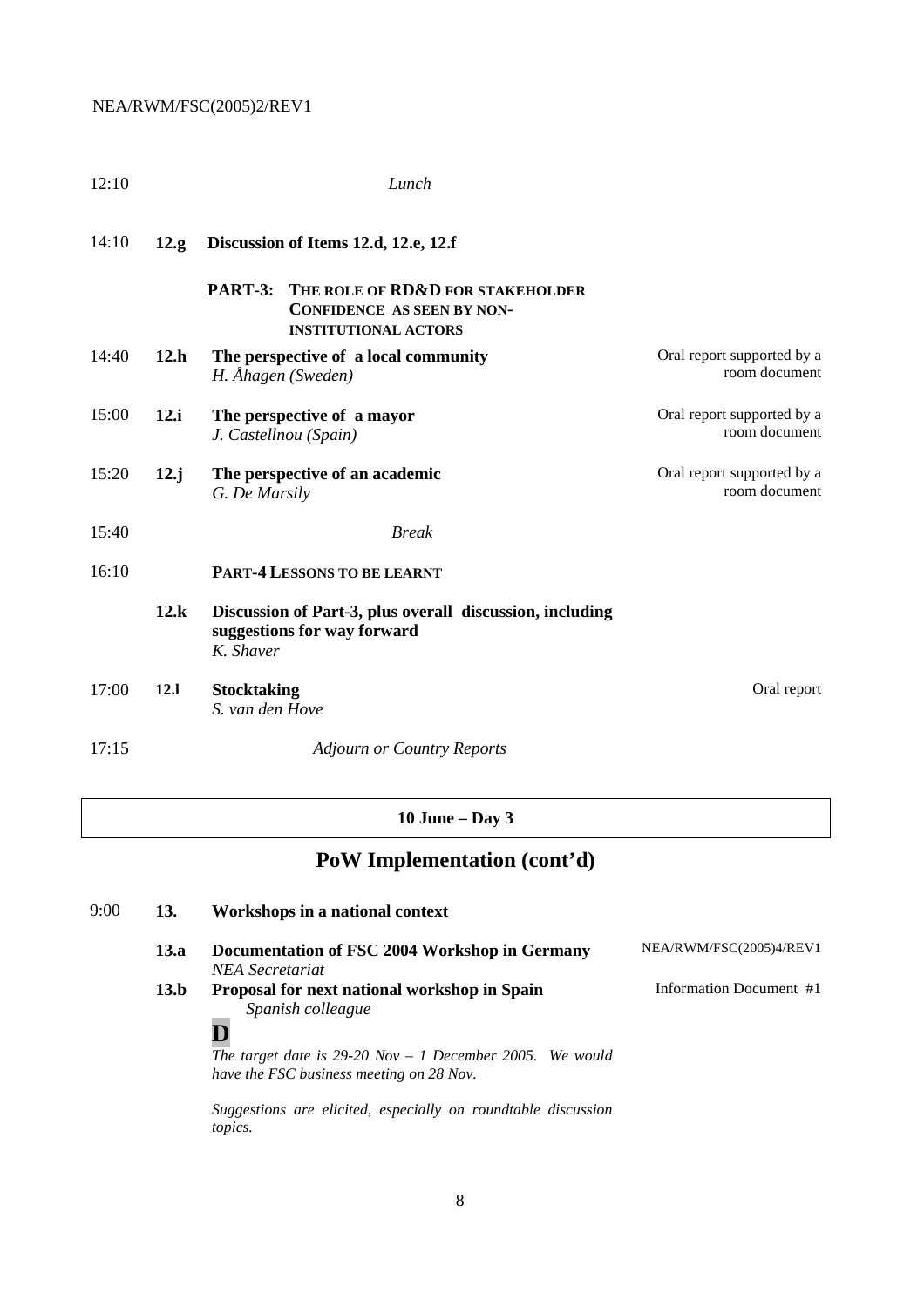| | | | |
|---|---|---|---|
| 12:10 | | *Lunch* | |
| 14:10 | **12.g** | **Discussion of Items 12.d, 12.e, 12.f** | |
| | | **PART-3: THE ROLE OF RD&D FOR STAKEHOLDER CONFIDENCE AS SEEN BY NON-INSTITUTIONAL ACTORS** | |
| 14:40 | **12.h** | **The perspective of a local community**<br>*H. Åhagen (Sweden)* | Oral report supported by a room document |
| 15:00 | **12.i** | **The perspective of a mayor**<br>*J. Castellnou (Spain)* | Oral report supported by a room document |
| 15:20 | **12.j** | **The perspective of an academic**<br>*G. De Marsily* | Oral report supported by a room document |
| 15:40 | | *Break* | |
| 16:10 | | **PART-4 LESSONS TO BE LEARNT** | |
| | **12.k** | **Discussion of Part-3, plus overall discussion, including suggestions for way forward**<br>*K. Shaver* | |
| 17:00 | **12.l** | **Stocktaking**<br>*S. van den Hove* | Oral report |
| 17:15 | | *Adjourn or Country Reports* | |

## 10 June – Day 3

# PoW Implementation (cont'd)

| | | | |
|---|---|---|---|
| 9:00 | **13.** | **Workshops in a national context** | |
| | **13.a** | **Documentation of FSC 2004 Workshop in Germany**<br>*NEA Secretariat* | NEA/RWM/FSC(2005)4/REV1 |
| | **13.b** | **Proposal for next national workshop in Spain**<br>*Spanish colleague* | Information Document #1 |

**D**

*The target date is 29-20 Nov – 1 December 2005. We would have the FSC business meeting on 28 Nov.*

*Suggestions are elicited, especially on roundtable discussion topics.*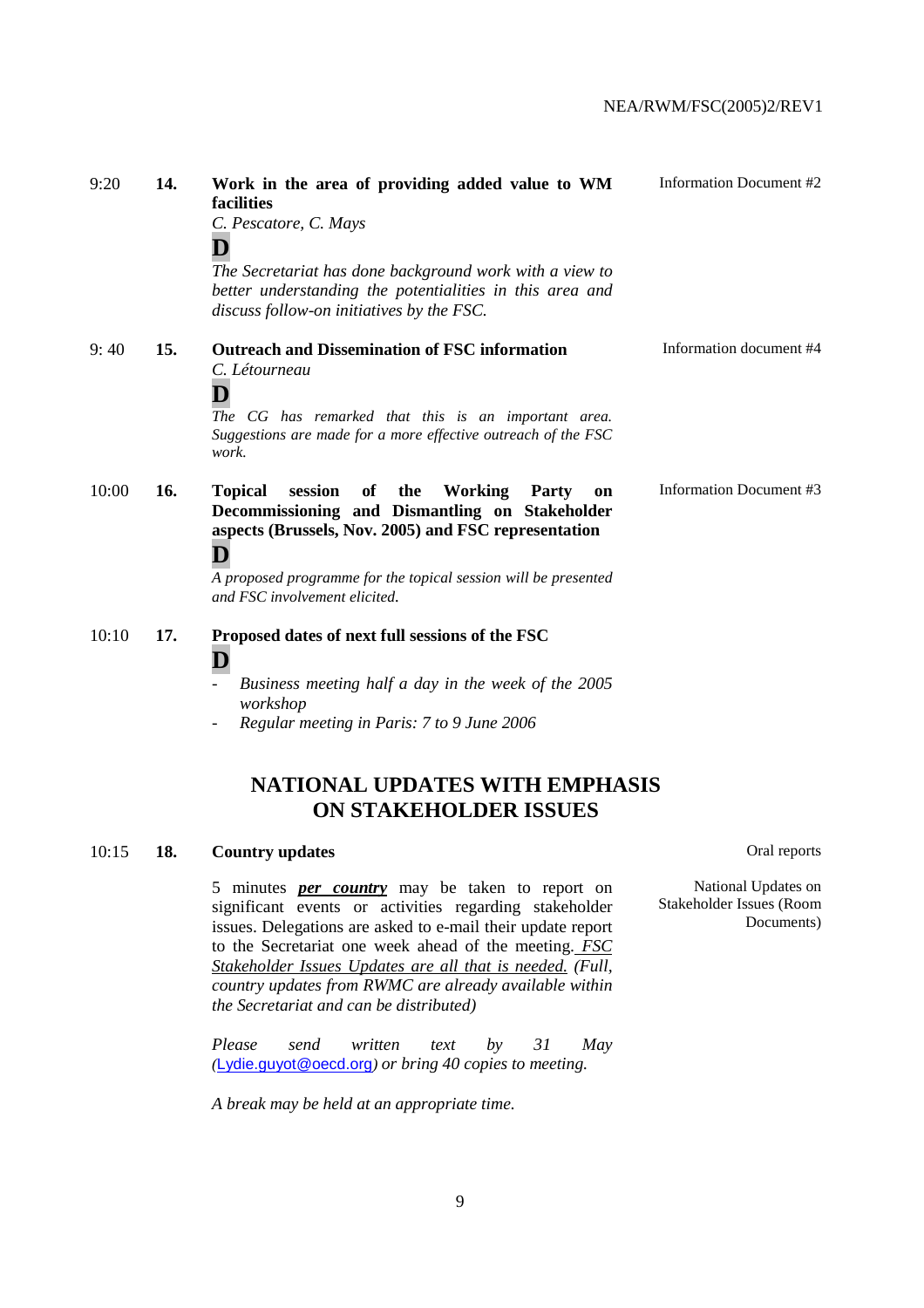| | | | |
|---|---|---|---|
| 9:20 | **14.** | **Work in the area of providing added value to WM facilities**<br>*C. Pescatore, C. Mays*<br>**D**<br>*The Secretariat has done background work with a view to better understanding the potentialities in this area and discuss follow-on initiatives by the FSC.* | Information Document #2 |
| 9: 40 | **15.** | **Outreach and Dissemination of FSC information**<br>*C. Létourneau*<br>**D**<br>*The CG has remarked that this is an important area. Suggestions are made for a more effective outreach of the FSC work.* | Information document #4 |
| 10:00 | **16.** | **Topical session of the Working Party on Decommissioning and Dismantling on Stakeholder aspects (Brussels, Nov. 2005) and FSC representation**<br>**D**<br>*A proposed programme for the topical session will be presented and FSC involvement elicited.* | Information Document #3 |
| 10:10 | **17.** | **Proposed dates of next full sessions of the FSC**<br>**D**<br>- *Business meeting half a day in the week of the 2005 workshop*<br>- *Regular meeting in Paris: 7 to 9 June 2006* | |

## NATIONAL UPDATES WITH EMPHASIS ON STAKEHOLDER ISSUES

| | | | |
|---|---|---|---|
| 10:15 | **18.** | **Country updates**<br><br>5 minutes ***per country*** may be taken to report on significant events or activities regarding stakeholder issues. Delegations are asked to e-mail their update report to the Secretariat one week ahead of the meeting. *FSC Stakeholder Issues Updates are all that is needed. (Full, country updates from RWMC are already available within the Secretariat and can be distributed)*<br><br>*Please send written text by 31 May (Lydie.guyot@oecd.org) or bring 40 copies to meeting.*<br><br>*A break may be held at an appropriate time.* | Oral reports<br><br>National Updates on Stakeholder Issues (Room Documents) |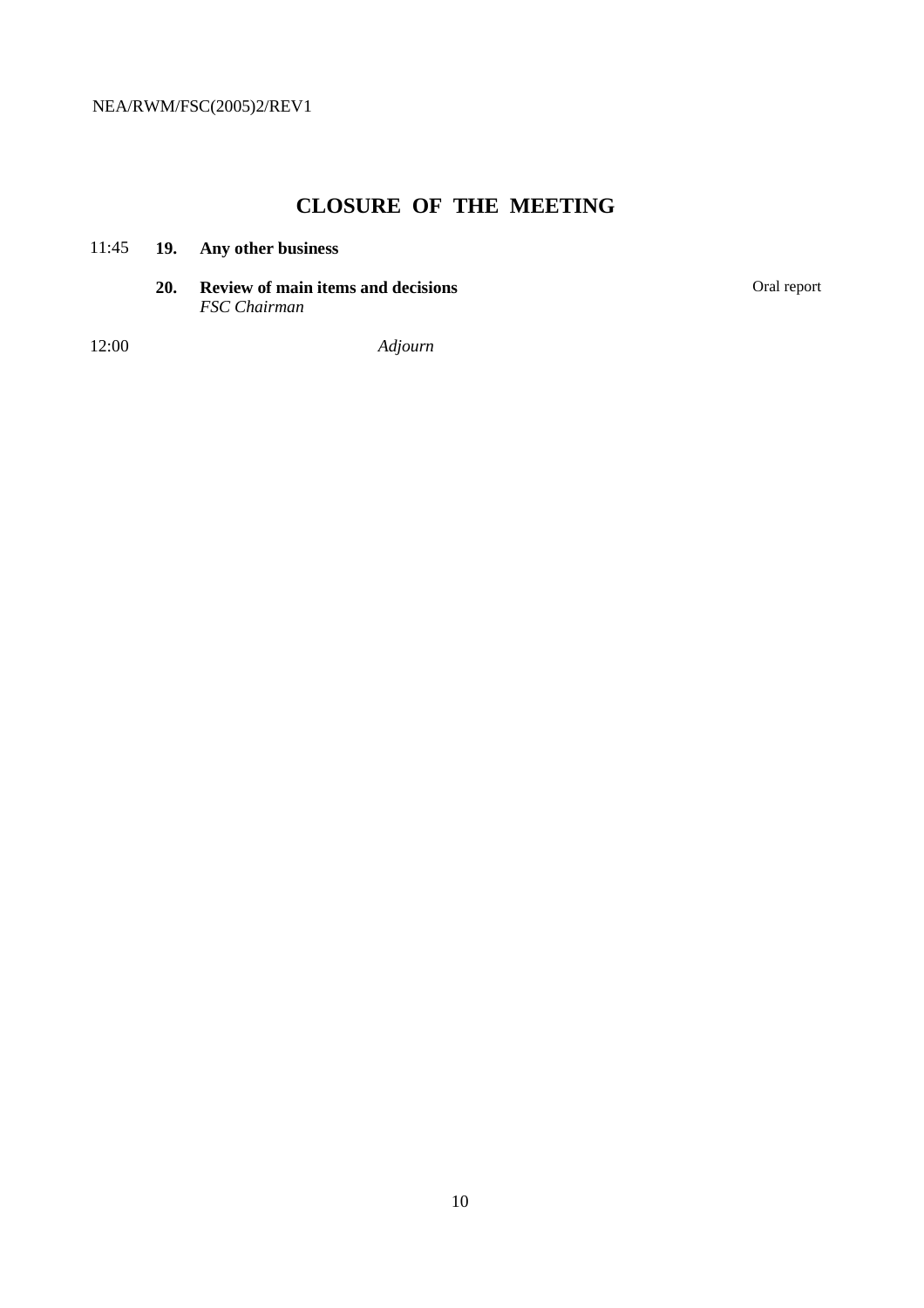## CLOSURE OF THE MEETING

| | | | |
|---|---|---|---|
| 11:45 | **19.** | **Any other business** | |
| | **20.** | **Review of main items and decisions**<br>*FSC Chairman* | Oral report |
| 12:00 | | *Adjourn* | |